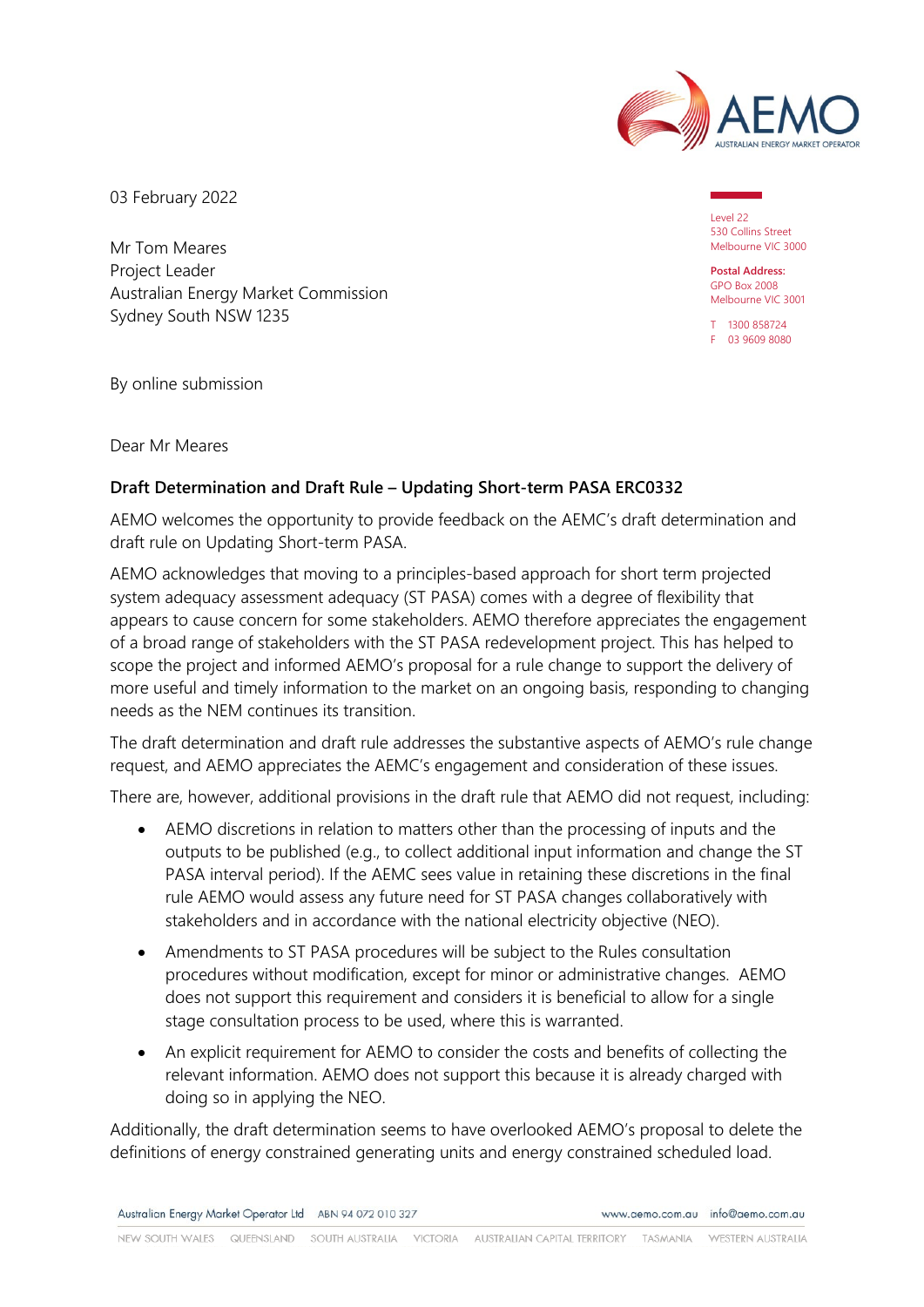03 February 2022

Mr Tom Meares
Project Leader
Australian Energy Market Commission
Sydney South NSW 1235

Level 22
530 Collins Street
Melbourne VIC 3000

**Postal Address:**
GPO Box 2008
Melbourne VIC 3001

T 1300 858724
F 03 9609 8080

By online submission

Dear Mr Meares

**Draft Determination and Draft Rule – Updating Short-term PASA ERC0332**

AEMO welcomes the opportunity to provide feedback on the AEMC's draft determination and draft rule on Updating Short-term PASA.

AEMO acknowledges that moving to a principles-based approach for short term projected system adequacy assessment adequacy (ST PASA) comes with a degree of flexibility that appears to cause concern for some stakeholders. AEMO therefore appreciates the engagement of a broad range of stakeholders with the ST PASA redevelopment project. This has helped to scope the project and informed AEMO's proposal for a rule change to support the delivery of more useful and timely information to the market on an ongoing basis, responding to changing needs as the NEM continues its transition.

The draft determination and draft rule addresses the substantive aspects of AEMO's rule change request, and AEMO appreciates the AEMC's engagement and consideration of these issues.

There are, however, additional provisions in the draft rule that AEMO did not request, including:

- AEMO discretions in relation to matters other than the processing of inputs and the outputs to be published (e.g., to collect additional input information and change the ST PASA interval period). If the AEMC sees value in retaining these discretions in the final rule AEMO would assess any future need for ST PASA changes collaboratively with stakeholders and in accordance with the national electricity objective (NEO).
- Amendments to ST PASA procedures will be subject to the Rules consultation procedures without modification, except for minor or administrative changes. AEMO does not support this requirement and considers it is beneficial to allow for a single stage consultation process to be used, where this is warranted.
- An explicit requirement for AEMO to consider the costs and benefits of collecting the relevant information. AEMO does not support this because it is already charged with doing so in applying the NEO.

Additionally, the draft determination seems to have overlooked AEMO's proposal to delete the definitions of energy constrained generating units and energy constrained scheduled load.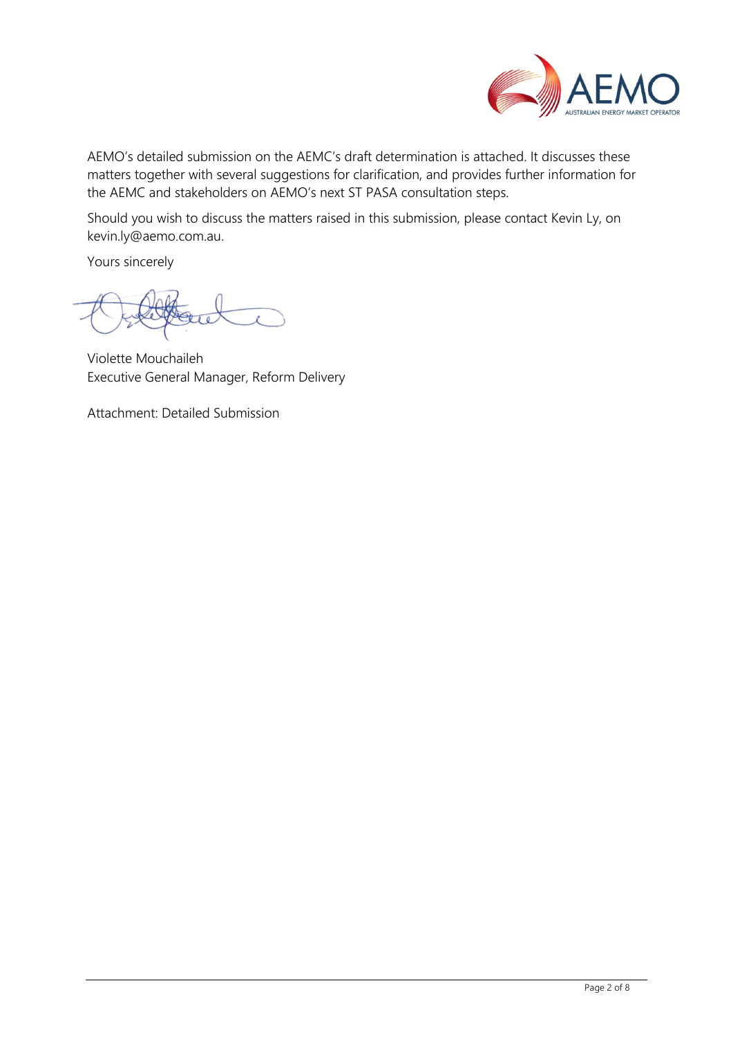AEMO's detailed submission on the AEMC's draft determination is attached. It discusses these matters together with several suggestions for clarification, and provides further information for the AEMC and stakeholders on AEMO's next ST PASA consultation steps.

Should you wish to discuss the matters raised in this submission, please contact Kevin Ly, on kevin.ly@aemo.com.au.

Yours sincerely

Violette Mouchaileh
Executive General Manager, Reform Delivery

Attachment: Detailed Submission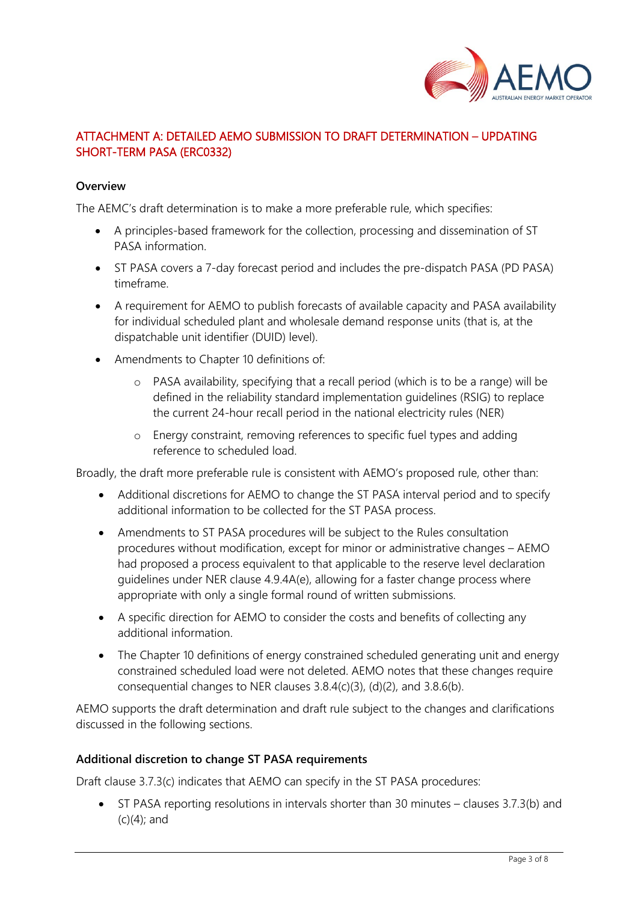## ATTACHMENT A: DETAILED AEMO SUBMISSION TO DRAFT DETERMINATION – UPDATING SHORT-TERM PASA (ERC0332)

### Overview

The AEMC's draft determination is to make a more preferable rule, which specifies:

- A principles-based framework for the collection, processing and dissemination of ST PASA information.
- ST PASA covers a 7-day forecast period and includes the pre-dispatch PASA (PD PASA) timeframe.
- A requirement for AEMO to publish forecasts of available capacity and PASA availability for individual scheduled plant and wholesale demand response units (that is, at the dispatchable unit identifier (DUID) level).
- Amendments to Chapter 10 definitions of:
  - PASA availability, specifying that a recall period (which is to be a range) will be defined in the reliability standard implementation guidelines (RSIG) to replace the current 24-hour recall period in the national electricity rules (NER)
  - Energy constraint, removing references to specific fuel types and adding reference to scheduled load.

Broadly, the draft more preferable rule is consistent with AEMO's proposed rule, other than:

- Additional discretions for AEMO to change the ST PASA interval period and to specify additional information to be collected for the ST PASA process.
- Amendments to ST PASA procedures will be subject to the Rules consultation procedures without modification, except for minor or administrative changes – AEMO had proposed a process equivalent to that applicable to the reserve level declaration guidelines under NER clause 4.9.4A(e), allowing for a faster change process where appropriate with only a single formal round of written submissions.
- A specific direction for AEMO to consider the costs and benefits of collecting any additional information.
- The Chapter 10 definitions of energy constrained scheduled generating unit and energy constrained scheduled load were not deleted. AEMO notes that these changes require consequential changes to NER clauses 3.8.4(c)(3), (d)(2), and 3.8.6(b).

AEMO supports the draft determination and draft rule subject to the changes and clarifications discussed in the following sections.

### Additional discretion to change ST PASA requirements

Draft clause 3.7.3(c) indicates that AEMO can specify in the ST PASA procedures:

- ST PASA reporting resolutions in intervals shorter than 30 minutes – clauses 3.7.3(b) and (c)(4); and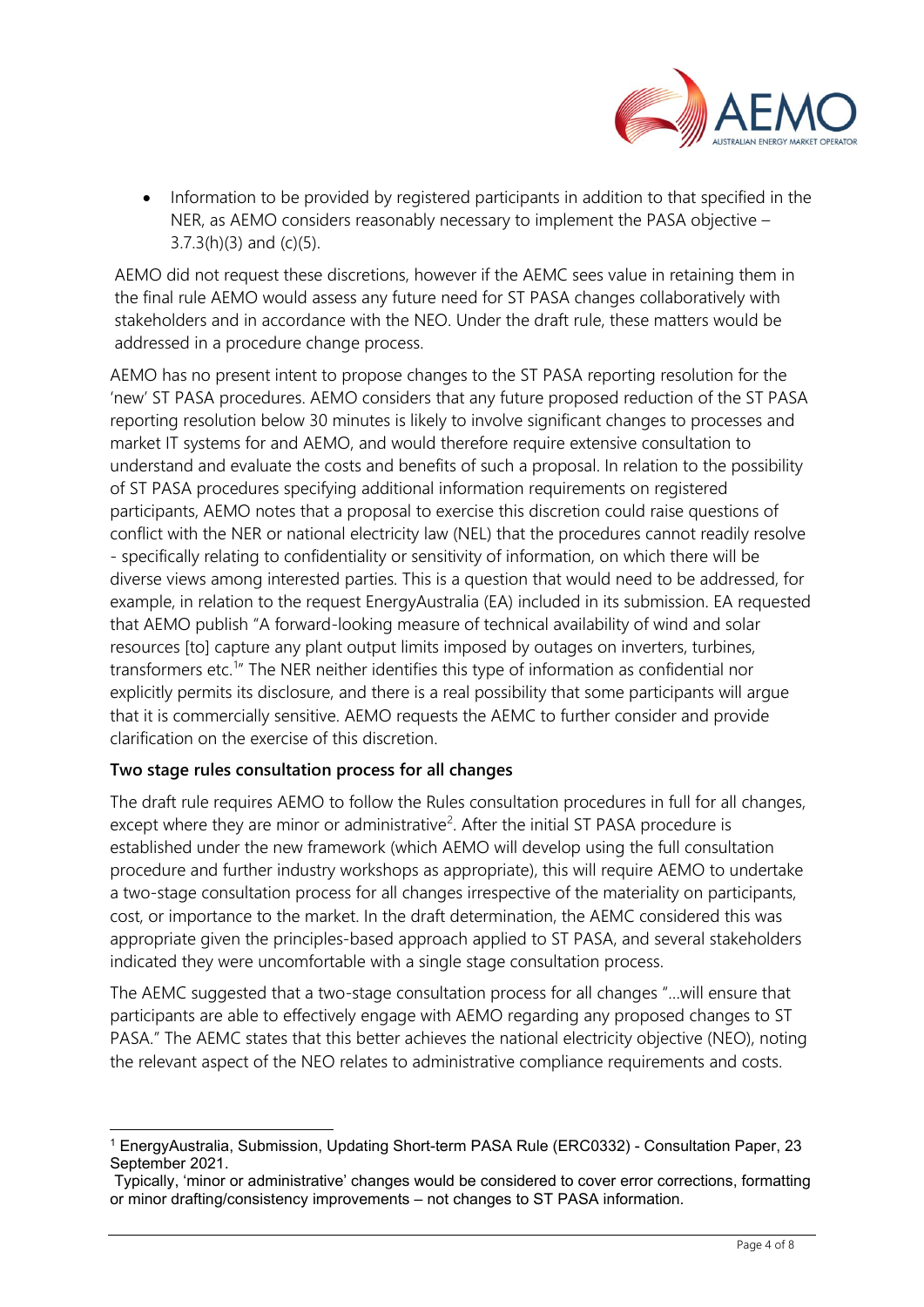- Information to be provided by registered participants in addition to that specified in the NER, as AEMO considers reasonably necessary to implement the PASA objective – 3.7.3(h)(3) and (c)(5).

AEMO did not request these discretions, however if the AEMC sees value in retaining them in the final rule AEMO would assess any future need for ST PASA changes collaboratively with stakeholders and in accordance with the NEO. Under the draft rule, these matters would be addressed in a procedure change process.

AEMO has no present intent to propose changes to the ST PASA reporting resolution for the 'new' ST PASA procedures. AEMO considers that any future proposed reduction of the ST PASA reporting resolution below 30 minutes is likely to involve significant changes to processes and market IT systems for and AEMO, and would therefore require extensive consultation to understand and evaluate the costs and benefits of such a proposal. In relation to the possibility of ST PASA procedures specifying additional information requirements on registered participants, AEMO notes that a proposal to exercise this discretion could raise questions of conflict with the NER or national electricity law (NEL) that the procedures cannot readily resolve - specifically relating to confidentiality or sensitivity of information, on which there will be diverse views among interested parties. This is a question that would need to be addressed, for example, in relation to the request EnergyAustralia (EA) included in its submission. EA requested that AEMO publish "A forward-looking measure of technical availability of wind and solar resources [to] capture any plant output limits imposed by outages on inverters, turbines, transformers etc.[1]" The NER neither identifies this type of information as confidential nor explicitly permits its disclosure, and there is a real possibility that some participants will argue that it is commercially sensitive. AEMO requests the AEMC to further consider and provide clarification on the exercise of this discretion.

**Two stage rules consultation process for all changes**

The draft rule requires AEMO to follow the Rules consultation procedures in full for all changes, except where they are minor or administrative[2]. After the initial ST PASA procedure is established under the new framework (which AEMO will develop using the full consultation procedure and further industry workshops as appropriate), this will require AEMO to undertake a two-stage consultation process for all changes irrespective of the materiality on participants, cost, or importance to the market. In the draft determination, the AEMC considered this was appropriate given the principles-based approach applied to ST PASA, and several stakeholders indicated they were uncomfortable with a single stage consultation process.

The AEMC suggested that a two-stage consultation process for all changes "...will ensure that participants are able to effectively engage with AEMO regarding any proposed changes to ST PASA." The AEMC states that this better achieves the national electricity objective (NEO), noting the relevant aspect of the NEO relates to administrative compliance requirements and costs.

---

[1] EnergyAustralia, Submission, Updating Short-term PASA Rule (ERC0332) - Consultation Paper, 23 September 2021.

[2] Typically, 'minor or administrative' changes would be considered to cover error corrections, formatting or minor drafting/consistency improvements – not changes to ST PASA information.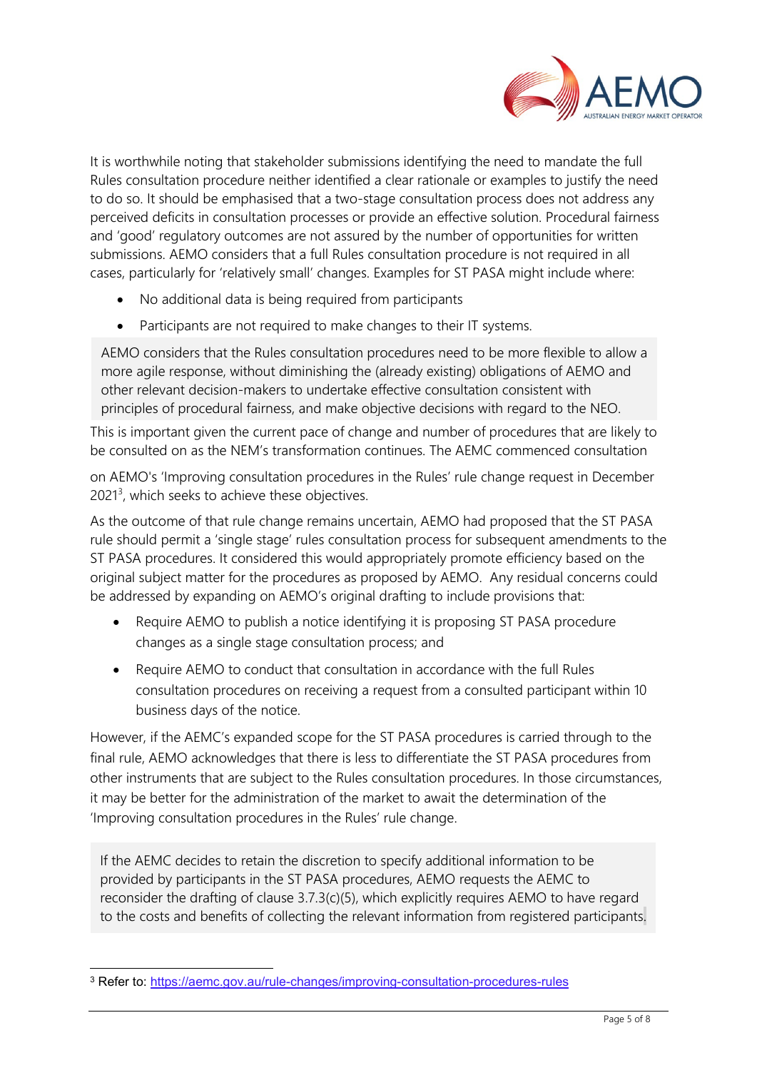It is worthwhile noting that stakeholder submissions identifying the need to mandate the full Rules consultation procedure neither identified a clear rationale or examples to justify the need to do so. It should be emphasised that a two-stage consultation process does not address any perceived deficits in consultation processes or provide an effective solution. Procedural fairness and 'good' regulatory outcomes are not assured by the number of opportunities for written submissions. AEMO considers that a full Rules consultation procedure is not required in all cases, particularly for 'relatively small' changes. Examples for ST PASA might include where:

- No additional data is being required from participants
- Participants are not required to make changes to their IT systems.

> AEMO considers that the Rules consultation procedures need to be more flexible to allow a more agile response, without diminishing the (already existing) obligations of AEMO and other relevant decision-makers to undertake effective consultation consistent with principles of procedural fairness, and make objective decisions with regard to the NEO.

This is important given the current pace of change and number of procedures that are likely to be consulted on as the NEM's transformation continues. The AEMC commenced consultation on AEMO's 'Improving consultation procedures in the Rules' rule change request in December 2021[3], which seeks to achieve these objectives.

As the outcome of that rule change remains uncertain, AEMO had proposed that the ST PASA rule should permit a 'single stage' rules consultation process for subsequent amendments to the ST PASA procedures. It considered this would appropriately promote efficiency based on the original subject matter for the procedures as proposed by AEMO. Any residual concerns could be addressed by expanding on AEMO's original drafting to include provisions that:

- Require AEMO to publish a notice identifying it is proposing ST PASA procedure changes as a single stage consultation process; and
- Require AEMO to conduct that consultation in accordance with the full Rules consultation procedures on receiving a request from a consulted participant within 10 business days of the notice.

However, if the AEMC's expanded scope for the ST PASA procedures is carried through to the final rule, AEMO acknowledges that there is less to differentiate the ST PASA procedures from other instruments that are subject to the Rules consultation procedures. In those circumstances, it may be better for the administration of the market to await the determination of the 'Improving consultation procedures in the Rules' rule change.

> If the AEMC decides to retain the discretion to specify additional information to be provided by participants in the ST PASA procedures, AEMO requests the AEMC to reconsider the drafting of clause 3.7.3(c)(5), which explicitly requires AEMO to have regard to the costs and benefits of collecting the relevant information from registered participants.

[3] Refer to: https://aemc.gov.au/rule-changes/improving-consultation-procedures-rules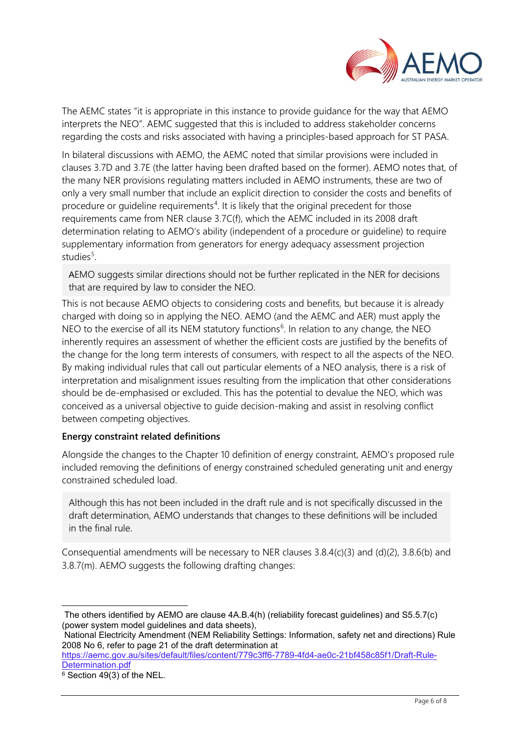The AEMC states "it is appropriate in this instance to provide guidance for the way that AEMO interprets the NEO". AEMC suggested that this is included to address stakeholder concerns regarding the costs and risks associated with having a principles-based approach for ST PASA.

In bilateral discussions with AEMO, the AEMC noted that similar provisions were included in clauses 3.7D and 3.7E (the latter having been drafted based on the former). AEMO notes that, of the many NER provisions regulating matters included in AEMO instruments, these are two of only a very small number that include an explicit direction to consider the costs and benefits of procedure or guideline requirements[4]. It is likely that the original precedent for those requirements came from NER clause 3.7C(f), which the AEMC included in its 2008 draft determination relating to AEMO's ability (independent of a procedure or guideline) to require supplementary information from generators for energy adequacy assessment projection studies[5].

> AEMO suggests similar directions should not be further replicated in the NER for decisions that are required by law to consider the NEO.

This is not because AEMO objects to considering costs and benefits, but because it is already charged with doing so in applying the NEO. AEMO (and the AEMC and AER) must apply the NEO to the exercise of all its NEM statutory functions[6]. In relation to any change, the NEO inherently requires an assessment of whether the efficient costs are justified by the benefits of the change for the long term interests of consumers, with respect to all the aspects of the NEO. By making individual rules that call out particular elements of a NEO analysis, there is a risk of interpretation and misalignment issues resulting from the implication that other considerations should be de-emphasised or excluded. This has the potential to devalue the NEO, which was conceived as a universal objective to guide decision-making and assist in resolving conflict between competing objectives.

**Energy constraint related definitions**

Alongside the changes to the Chapter 10 definition of energy constraint, AEMO's proposed rule included removing the definitions of energy constrained scheduled generating unit and energy constrained scheduled load.

> Although this has not been included in the draft rule and is not specifically discussed in the draft determination, AEMO understands that changes to these definitions will be included in the final rule.

Consequential amendments will be necessary to NER clauses 3.8.4(c)(3) and (d)(2), 3.8.6(b) and 3.8.7(m). AEMO suggests the following drafting changes:

---

[4] The others identified by AEMO are clause 4A.B.4(h) (reliability forecast guidelines) and S5.5.7(c) (power system model guidelines and data sheets),

[5] National Electricity Amendment (NEM Reliability Settings: Information, safety net and directions) Rule 2008 No 6, refer to page 21 of the draft determination at https://aemc.gov.au/sites/default/files/content/779c3ff6-7789-4fd4-ae0c-21bf458c85f1/Draft-Rule-Determination.pdf

[6] Section 49(3) of the NEL.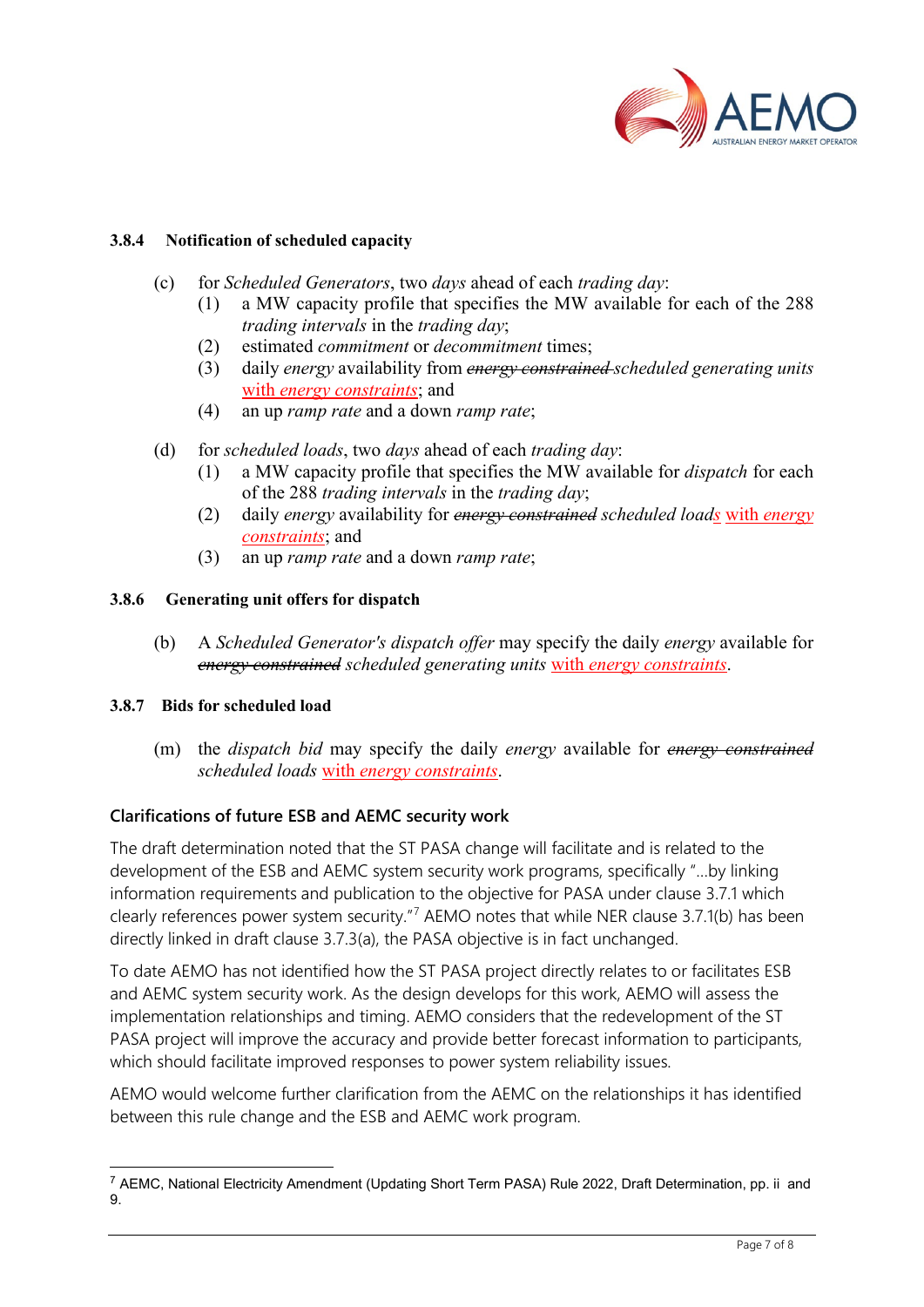**3.8.4 Notification of scheduled capacity**

(c) for *Scheduled Generators*, two *days* ahead of each *trading day*:

(1) a MW capacity profile that specifies the MW available for each of the 288 *trading intervals* in the *trading day*;

(2) estimated *commitment* or *decommitment* times;

(3) daily *energy* availability from ~~*energy constrained*~~ *scheduled generating units* with *energy constraints*; and

(4) an up *ramp rate* and a down *ramp rate*;

(d) for *scheduled loads*, two *days* ahead of each *trading day*:

(1) a MW capacity profile that specifies the MW available for *dispatch* for each of the 288 *trading intervals* in the *trading day*;

(2) daily *energy* availability for ~~*energy constrained*~~ *scheduled loads* with *energy constraints*; and

(3) an up *ramp rate* and a down *ramp rate*;

**3.8.6 Generating unit offers for dispatch**

(b) A *Scheduled Generator's dispatch offer* may specify the daily *energy* available for ~~*energy constrained*~~ *scheduled generating units* with *energy constraints*.

**3.8.7 Bids for scheduled load**

(m) the *dispatch bid* may specify the daily *energy* available for ~~*energy constrained*~~ *scheduled loads* with *energy constraints*.

## Clarifications of future ESB and AEMC security work

The draft determination noted that the ST PASA change will facilitate and is related to the development of the ESB and AEMC system security work programs, specifically "…by linking information requirements and publication to the objective for PASA under clause 3.7.1 which clearly references power system security."[7] AEMO notes that while NER clause 3.7.1(b) has been directly linked in draft clause 3.7.3(a), the PASA objective is in fact unchanged.

To date AEMO has not identified how the ST PASA project directly relates to or facilitates ESB and AEMC system security work. As the design develops for this work, AEMO will assess the implementation relationships and timing. AEMO considers that the redevelopment of the ST PASA project will improve the accuracy and provide better forecast information to participants, which should facilitate improved responses to power system reliability issues.

AEMO would welcome further clarification from the AEMC on the relationships it has identified between this rule change and the ESB and AEMC work program.

---

[7] AEMC, National Electricity Amendment (Updating Short Term PASA) Rule 2022, Draft Determination, pp. ii and 9.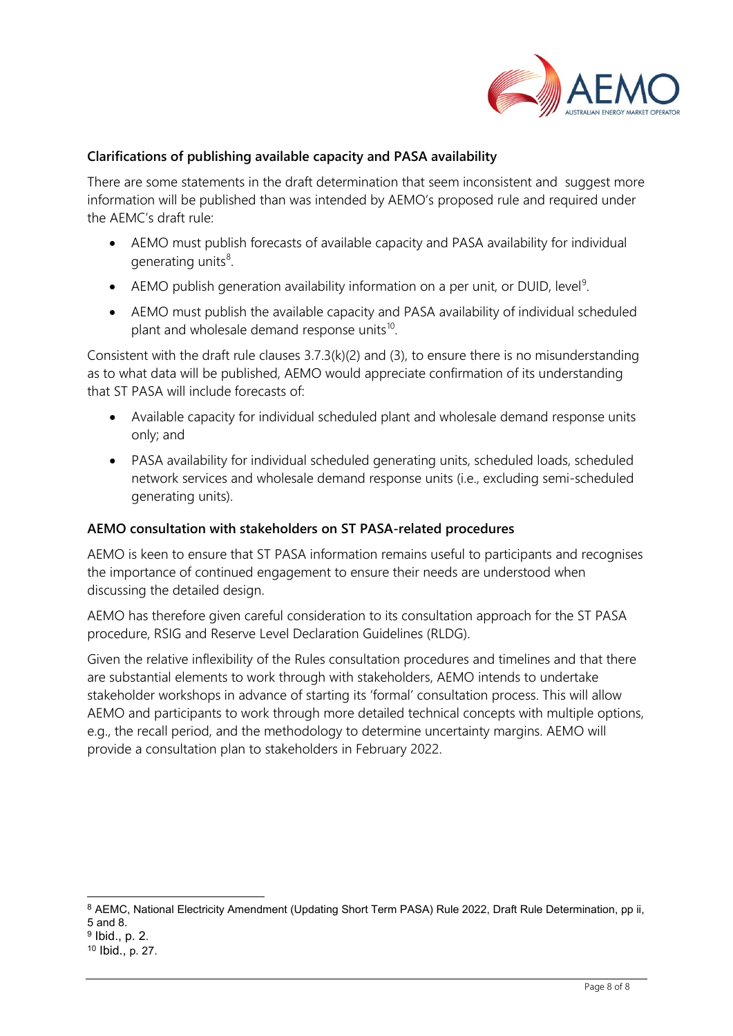### Clarifications of publishing available capacity and PASA availability

There are some statements in the draft determination that seem inconsistent and suggest more information will be published than was intended by AEMO's proposed rule and required under the AEMC's draft rule:

- AEMO must publish forecasts of available capacity and PASA availability for individual generating units[8].
- AEMO publish generation availability information on a per unit, or DUID, level[9].
- AEMO must publish the available capacity and PASA availability of individual scheduled plant and wholesale demand response units[10].

Consistent with the draft rule clauses 3.7.3(k)(2) and (3), to ensure there is no misunderstanding as to what data will be published, AEMO would appreciate confirmation of its understanding that ST PASA will include forecasts of:

- Available capacity for individual scheduled plant and wholesale demand response units only; and
- PASA availability for individual scheduled generating units, scheduled loads, scheduled network services and wholesale demand response units (i.e., excluding semi-scheduled generating units).

### AEMO consultation with stakeholders on ST PASA-related procedures

AEMO is keen to ensure that ST PASA information remains useful to participants and recognises the importance of continued engagement to ensure their needs are understood when discussing the detailed design.

AEMO has therefore given careful consideration to its consultation approach for the ST PASA procedure, RSIG and Reserve Level Declaration Guidelines (RLDG).

Given the relative inflexibility of the Rules consultation procedures and timelines and that there are substantial elements to work through with stakeholders, AEMO intends to undertake stakeholder workshops in advance of starting its 'formal' consultation process. This will allow AEMO and participants to work through more detailed technical concepts with multiple options, e.g., the recall period, and the methodology to determine uncertainty margins. AEMO will provide a consultation plan to stakeholders in February 2022.

---

[8] AEMC, National Electricity Amendment (Updating Short Term PASA) Rule 2022, Draft Rule Determination, pp ii, 5 and 8.

[9] Ibid., p. 2.

[10] Ibid., p. 27.